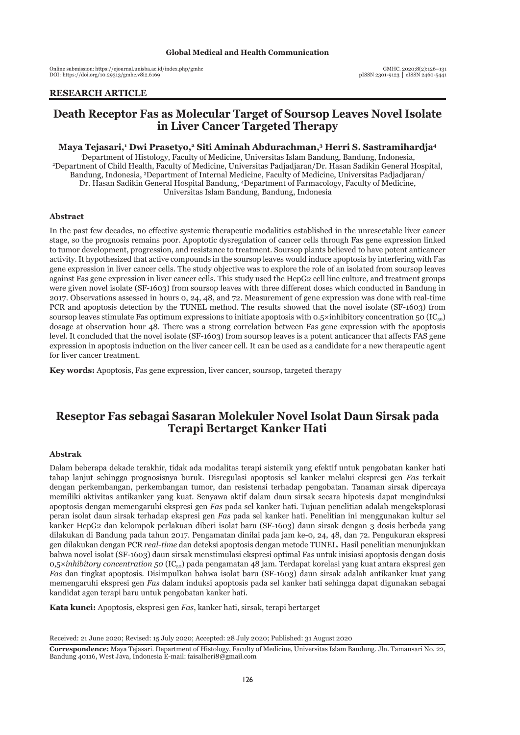Global Medical and Health Communication

Online submission: https://ejournal.unisba.ac.id/index.php/gmhc
DOI: https://doi.org/10.29313/gmhc.v8i2.6169

GMHC. 2020;8(2):126–131
pISSN 2301-9123 │ eISSN 2460-5441

**RESEARCH ARTICLE**

# Death Receptor Fas as Molecular Target of Soursop Leaves Novel Isolate in Liver Cancer Targeted Therapy

**Maya Tejasari,[1] Dwi Prasetyo,[2] Siti Aminah Abdurachman,[3] Herri S. Sastramihardja[4]**

[1]Department of Histology, Faculty of Medicine, Universitas Islam Bandung, Bandung, Indonesia, [2]Department of Child Health, Faculty of Medicine, Universitas Padjadjaran/Dr. Hasan Sadikin General Hospital, Bandung, Indonesia, [3]Department of Internal Medicine, Faculty of Medicine, Universitas Padjadjaran/ Dr. Hasan Sadikin General Hospital Bandung, [4]Department of Farmacology, Faculty of Medicine, Universitas Islam Bandung, Bandung, Indonesia

### Abstract

In the past few decades, no effective systemic therapeutic modalities established in the unresectable liver cancer stage, so the prognosis remains poor. Apoptotic dysregulation of cancer cells through Fas gene expression linked to tumor development, progression, and resistance to treatment. Soursop plants believed to have potent anticancer activity. It hypothesized that active compounds in the soursop leaves would induce apoptosis by interfering with Fas gene expression in liver cancer cells. The study objective was to explore the role of an isolated from soursop leaves against Fas gene expression in liver cancer cells. This study used the HepG2 cell line culture, and treatment groups were given novel isolate (SF-1603) from soursop leaves with three different doses which conducted in Bandung in 2017. Observations assessed in hours 0, 24, 48, and 72. Measurement of gene expression was done with real-time PCR and apoptosis detection by the TUNEL method. The results showed that the novel isolate (SF-1603) from soursop leaves stimulate Fas optimum expressions to initiate apoptosis with 0.5×inhibitory concentration 50 ($IC_{50}$) dosage at observation hour 48. There was a strong correlation between Fas gene expression with the apoptosis level. It concluded that the novel isolate (SF-1603) from soursop leaves is a potent anticancer that affects FAS gene expression in apoptosis induction on the liver cancer cell. It can be used as a candidate for a new therapeutic agent for liver cancer treatment.

**Key words:** Apoptosis, Fas gene expression, liver cancer, soursop, targeted therapy

# Reseptor Fas sebagai Sasaran Molekuler Novel Isolat Daun Sirsak pada Terapi Bertarget Kanker Hati

### Abstrak

Dalam beberapa dekade terakhir, tidak ada modalitas terapi sistemik yang efektif untuk pengobatan kanker hati tahap lanjut sehingga prognosisnya buruk. Disregulasi apoptosis sel kanker melalui ekspresi gen *Fas* terkait dengan perkembangan, perkembangan tumor, dan resistensi terhadap pengobatan. Tanaman sirsak dipercaya memiliki aktivitas antikanker yang kuat. Senyawa aktif dalam daun sirsak secara hipotesis dapat menginduksi apoptosis dengan memengaruhi ekspresi gen *Fas* pada sel kanker hati. Tujuan penelitian adalah mengeksplorasi peran isolat daun sirsak terhadap ekspresi gen *Fas* pada sel kanker hati. Penelitian ini menggunakan kultur sel kanker HepG2 dan kelompok perlakuan diberi isolat baru (SF-1603) daun sirsak dengan 3 dosis berbeda yang dilakukan di Bandung pada tahun 2017. Pengamatan dinilai pada jam ke-0, 24, 48, dan 72. Pengukuran ekspresi gen dilakukan dengan PCR *real-time* dan deteksi apoptosis dengan metode TUNEL. Hasil penelitian menunjukkan bahwa novel isolat (SF-1603) daun sirsak menstimulasi ekspresi optimal Fas untuk inisiasi apoptosis dengan dosis 0,5×*inhibitory concentration 50* ($IC_{50}$) pada pengamatan 48 jam. Terdapat korelasi yang kuat antara ekspresi gen *Fas* dan tingkat apoptosis. Disimpulkan bahwa isolat baru (SF-1603) daun sirsak adalah antikanker kuat yang memengaruhi ekspresi gen *Fas* dalam induksi apoptosis pada sel kanker hati sehingga dapat digunakan sebagai kandidat agen terapi baru untuk pengobatan kanker hati.

**Kata kunci:** Apoptosis, ekspresi gen *Fas*, kanker hati, sirsak, terapi bertarget

Received: 21 June 2020; Revised: 15 July 2020; Accepted: 28 July 2020; Published: 31 August 2020

**Correspondence:** Maya Tejasari. Department of Histology, Faculty of Medicine, Universitas Islam Bandung. Jln. Tamansari No. 22, Bandung 40116, West Java, Indonesia E-mail: faisalheri8@gmail.com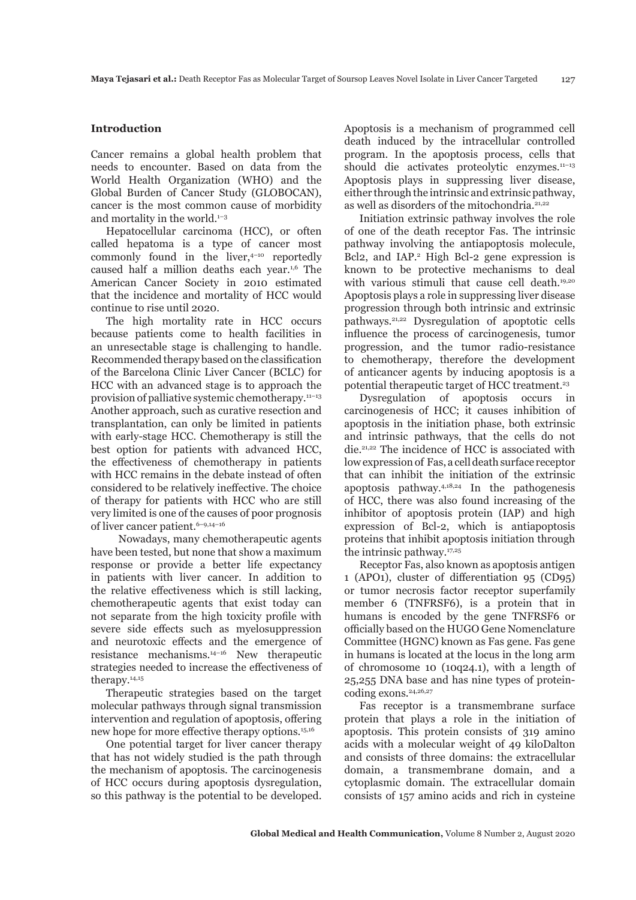## Introduction

Cancer remains a global health problem that needs to encounter. Based on data from the World Health Organization (WHO) and the Global Burden of Cancer Study (GLOBOCAN), cancer is the most common cause of morbidity and mortality in the world.[1–3]

Hepatocellular carcinoma (HCC), or often called hepatoma is a type of cancer most commonly found in the liver,[4–10] reportedly caused half a million deaths each year.[1,6] The American Cancer Society in 2010 estimated that the incidence and mortality of HCC would continue to rise until 2020.

The high mortality rate in HCC occurs because patients come to health facilities in an unresectable stage is challenging to handle. Recommended therapy based on the classification of the Barcelona Clinic Liver Cancer (BCLC) for HCC with an advanced stage is to approach the provision of palliative systemic chemotherapy.[11–13] Another approach, such as curative resection and transplantation, can only be limited in patients with early-stage HCC. Chemotherapy is still the best option for patients with advanced HCC, the effectiveness of chemotherapy in patients with HCC remains in the debate instead of often considered to be relatively ineffective. The choice of therapy for patients with HCC who are still very limited is one of the causes of poor prognosis of liver cancer patient.[6–9,14–16]

Nowadays, many chemotherapeutic agents have been tested, but none that show a maximum response or provide a better life expectancy in patients with liver cancer. In addition to the relative effectiveness which is still lacking, chemotherapeutic agents that exist today can not separate from the high toxicity profile with severe side effects such as myelosuppression and neurotoxic effects and the emergence of resistance mechanisms.[14–16] New therapeutic strategies needed to increase the effectiveness of therapy.[14,15]

Therapeutic strategies based on the target molecular pathways through signal transmission intervention and regulation of apoptosis, offering new hope for more effective therapy options.[15,16]

One potential target for liver cancer therapy that has not widely studied is the path through the mechanism of apoptosis. The carcinogenesis of HCC occurs during apoptosis dysregulation, so this pathway is the potential to be developed. Apoptosis is a mechanism of programmed cell death induced by the intracellular controlled program. In the apoptosis process, cells that should die activates proteolytic enzymes.[11–13] Apoptosis plays in suppressing liver disease, either through the intrinsic and extrinsic pathway, as well as disorders of the mitochondria.[21,22]

Initiation extrinsic pathway involves the role of one of the death receptor Fas. The intrinsic pathway involving the antiapoptosis molecule, Bcl2, and IAP.[2] High Bcl-2 gene expression is known to be protective mechanisms to deal with various stimuli that cause cell death.[19,20] Apoptosis plays a role in suppressing liver disease progression through both intrinsic and extrinsic pathways.[21,22] Dysregulation of apoptotic cells influence the process of carcinogenesis, tumor progression, and the tumor radio-resistance to chemotherapy, therefore the development of anticancer agents by inducing apoptosis is a potential therapeutic target of HCC treatment.[23]

Dysregulation of apoptosis occurs in carcinogenesis of HCC; it causes inhibition of apoptosis in the initiation phase, both extrinsic and intrinsic pathways, that the cells do not die.[21,22] The incidence of HCC is associated with low expression of Fas, a cell death surface receptor that can inhibit the initiation of the extrinsic apoptosis pathway.[4,18,24] In the pathogenesis of HCC, there was also found increasing of the inhibitor of apoptosis protein (IAP) and high expression of Bcl-2, which is antiapoptosis proteins that inhibit apoptosis initiation through the intrinsic pathway.[17,25]

Receptor Fas, also known as apoptosis antigen 1 (APO1), cluster of differentiation 95 (CD95) or tumor necrosis factor receptor superfamily member 6 (TNFRSF6), is a protein that in humans is encoded by the gene TNFRSF6 or officially based on the HUGO Gene Nomenclature Committee (HGNC) known as Fas gene. Fas gene in humans is located at the locus in the long arm of chromosome 10 (10q24.1), with a length of 25,255 DNA base and has nine types of protein-coding exons.[24,26,27]

Fas receptor is a transmembrane surface protein that plays a role in the initiation of apoptosis. This protein consists of 319 amino acids with a molecular weight of 49 kiloDalton and consists of three domains: the extracellular domain, a transmembrane domain, and a cytoplasmic domain. The extracellular domain consists of 157 amino acids and rich in cysteine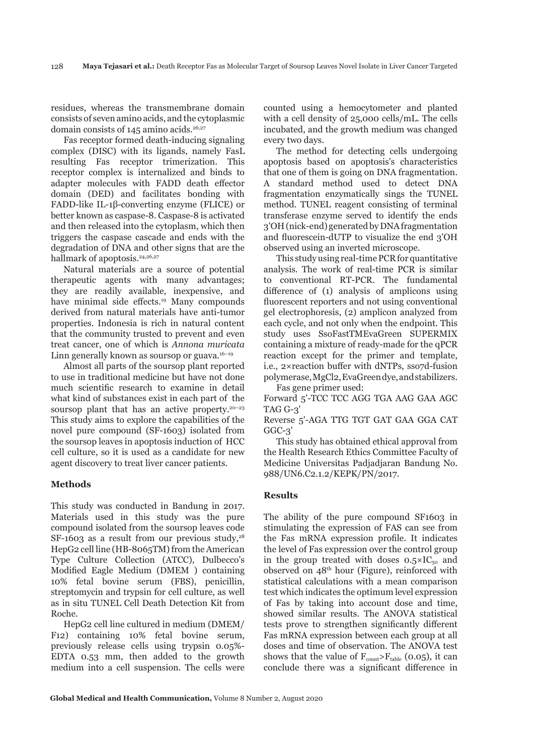residues, whereas the transmembrane domain consists of seven amino acids, and the cytoplasmic domain consists of 145 amino acids.[26,27]

Fas receptor formed death-inducing signaling complex (DISC) with its ligands, namely FasL resulting Fas receptor trimerization. This receptor complex is internalized and binds to adapter molecules with FADD death effector domain (DED) and facilitates bonding with FADD-like IL-1β-converting enzyme (FLICE) or better known as caspase-8. Caspase-8 is activated and then released into the cytoplasm, which then triggers the caspase cascade and ends with the degradation of DNA and other signs that are the hallmark of apoptosis.[24,26,27]

Natural materials are a source of potential therapeutic agents with many advantages; they are readily available, inexpensive, and have minimal side effects.[19] Many compounds derived from natural materials have anti-tumor properties. Indonesia is rich in natural content that the community trusted to prevent and even treat cancer, one of which is *Annona muricata* Linn generally known as soursop or guava.[16–19]

Almost all parts of the soursop plant reported to use in traditional medicine but have not done much scientific research to examine in detail what kind of substances exist in each part of the soursop plant that has an active property.[20–23] This study aims to explore the capabilities of the novel pure compound (SF-1603) isolated from the soursop leaves in apoptosis induction of HCC cell culture, so it is used as a candidate for new agent discovery to treat liver cancer patients.

## Methods

This study was conducted in Bandung in 2017. Materials used in this study was the pure compound isolated from the soursop leaves code SF-1603 as a result from our previous study,[28] HepG2 cell line (HB-8065TM) from the American Type Culture Collection (ATCC), Dulbecco's Modified Eagle Medium (DMEM ) containing 10% fetal bovine serum (FBS), penicillin, streptomycin and trypsin for cell culture, as well as in situ TUNEL Cell Death Detection Kit from Roche.

HepG2 cell line cultured in medium (DMEM/F12) containing 10% fetal bovine serum, previously release cells using trypsin 0.05%-EDTA 0.53 mm, then added to the growth medium into a cell suspension. The cells were counted using a hemocytometer and planted with a cell density of 25,000 cells/mL. The cells incubated, and the growth medium was changed every two days.

The method for detecting cells undergoing apoptosis based on apoptosis's characteristics that one of them is going on DNA fragmentation. A standard method used to detect DNA fragmentation enzymatically sings the TUNEL method. TUNEL reagent consisting of terminal transferase enzyme served to identify the ends 3'OH (nick-end) generated by DNA fragmentation and fluorescein-dUTP to visualize the end 3'OH observed using an inverted microscope.

This study using real-time PCR for quantitative analysis. The work of real-time PCR is similar to conventional RT-PCR. The fundamental difference of (1) analysis of amplicons using fluorescent reporters and not using conventional gel electrophoresis, (2) amplicon analyzed from each cycle, and not only when the endpoint. This study uses SsoFastTMEvaGreen SUPERMIX containing a mixture of ready-made for the qPCR reaction except for the primer and template, i.e., 2×reaction buffer with dNTPs, sso7d-fusion polymerase, MgCl2, EvaGreen dye, and stabilizers.

Fas gene primer used:

Forward 5'-TCC TCC AGG TGA AAG GAA AGC TAG G-3'

Reverse 5'-AGA TTG TGT GAT GAA GGA CAT GGC-3'

This study has obtained ethical approval from the Health Research Ethics Committee Faculty of Medicine Universitas Padjadjaran Bandung No. 988/UN6.C2.1.2/KEPK/PN/2017.

## Results

The ability of the pure compound SF1603 in stimulating the expression of FAS can see from the Fas mRNA expression profile. It indicates the level of Fas expression over the control group in the group treated with doses $0.5{\times}IC_{50}$ and observed on 48th hour (Figure), reinforced with statistical calculations with a mean comparison test which indicates the optimum level expression of Fas by taking into account dose and time, showed similar results. The ANOVA statistical tests prove to strengthen significantly different Fas mRNA expression between each group at all doses and time of observation. The ANOVA test shows that the value of $F_{count} > F_{table}$ (0.05), it can conclude there was a significant difference in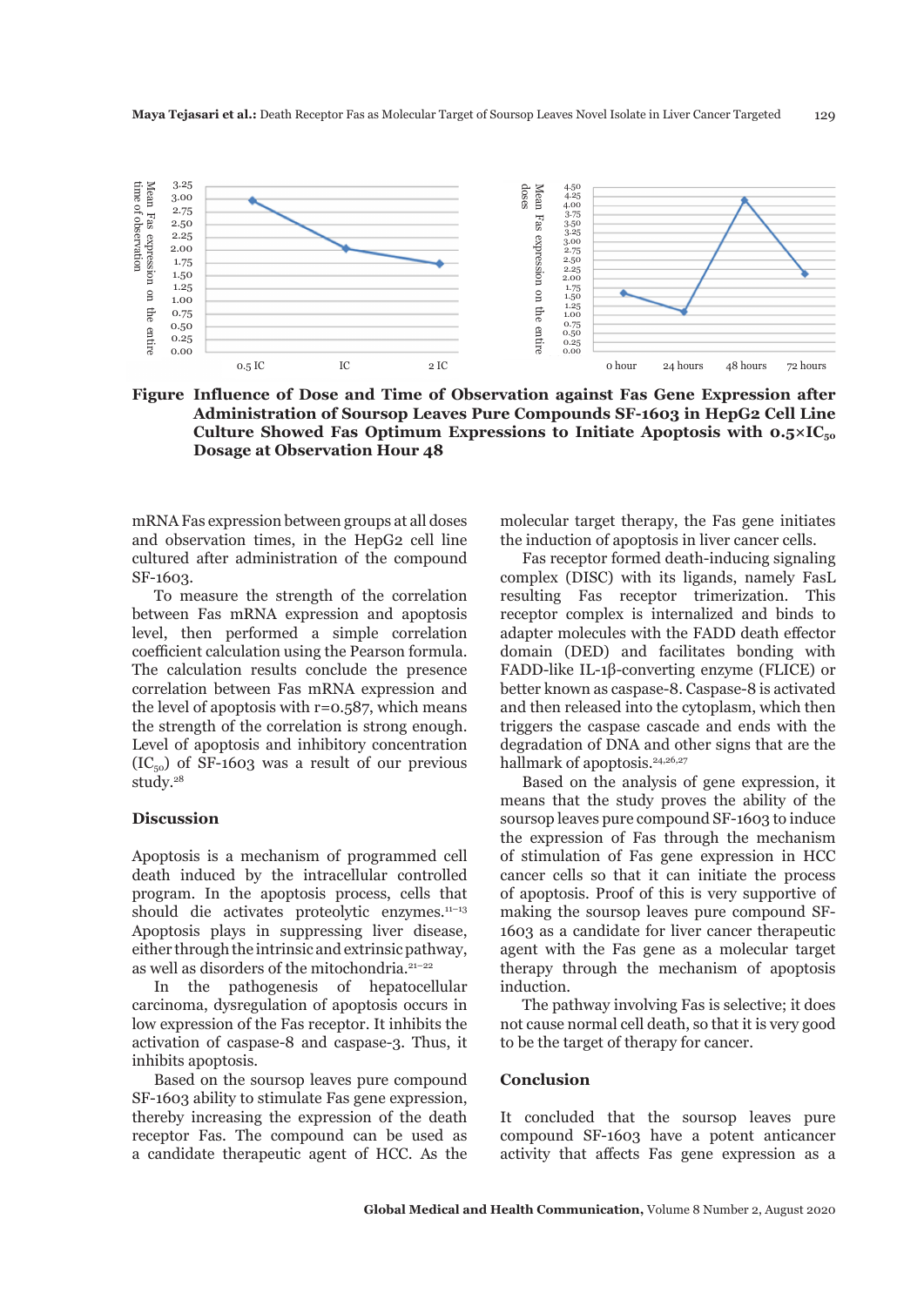**Figure Influence of Dose and Time of Observation against Fas Gene Expression after Administration of Soursop Leaves Pure Compounds SF-1603 in HepG2 Cell Line Culture Showed Fas Optimum Expressions to Initiate Apoptosis with 0.5×$IC_{50}$ Dosage at Observation Hour 48**

mRNA Fas expression between groups at all doses and observation times, in the HepG2 cell line cultured after administration of the compound SF-1603.

To measure the strength of the correlation between Fas mRNA expression and apoptosis level, then performed a simple correlation coefficient calculation using the Pearson formula. The calculation results conclude the presence correlation between Fas mRNA expression and the level of apoptosis with r=0.587, which means the strength of the correlation is strong enough. Level of apoptosis and inhibitory concentration ($IC_{50}$) of SF-1603 was a result of our previous study.[28]

## Discussion

Apoptosis is a mechanism of programmed cell death induced by the intracellular controlled program. In the apoptosis process, cells that should die activates proteolytic enzymes.[11–13] Apoptosis plays in suppressing liver disease, either through the intrinsic and extrinsic pathway, as well as disorders of the mitochondria.[21–22]

In the pathogenesis of hepatocellular carcinoma, dysregulation of apoptosis occurs in low expression of the Fas receptor. It inhibits the activation of caspase-8 and caspase-3. Thus, it inhibits apoptosis.

Based on the soursop leaves pure compound SF-1603 ability to stimulate Fas gene expression, thereby increasing the expression of the death receptor Fas. The compound can be used as a candidate therapeutic agent of HCC. As the molecular target therapy, the Fas gene initiates the induction of apoptosis in liver cancer cells.

Fas receptor formed death-inducing signaling complex (DISC) with its ligands, namely FasL resulting Fas receptor trimerization. This receptor complex is internalized and binds to adapter molecules with the FADD death effector domain (DED) and facilitates bonding with FADD-like IL-1β-converting enzyme (FLICE) or better known as caspase-8. Caspase-8 is activated and then released into the cytoplasm, which then triggers the caspase cascade and ends with the degradation of DNA and other signs that are the hallmark of apoptosis.[24,26,27]

Based on the analysis of gene expression, it means that the study proves the ability of the soursop leaves pure compound SF-1603 to induce the expression of Fas through the mechanism of stimulation of Fas gene expression in HCC cancer cells so that it can initiate the process of apoptosis. Proof of this is very supportive of making the soursop leaves pure compound SF-1603 as a candidate for liver cancer therapeutic agent with the Fas gene as a molecular target therapy through the mechanism of apoptosis induction.

The pathway involving Fas is selective; it does not cause normal cell death, so that it is very good to be the target of therapy for cancer.

## Conclusion

It concluded that the soursop leaves pure compound SF-1603 have a potent anticancer activity that affects Fas gene expression as a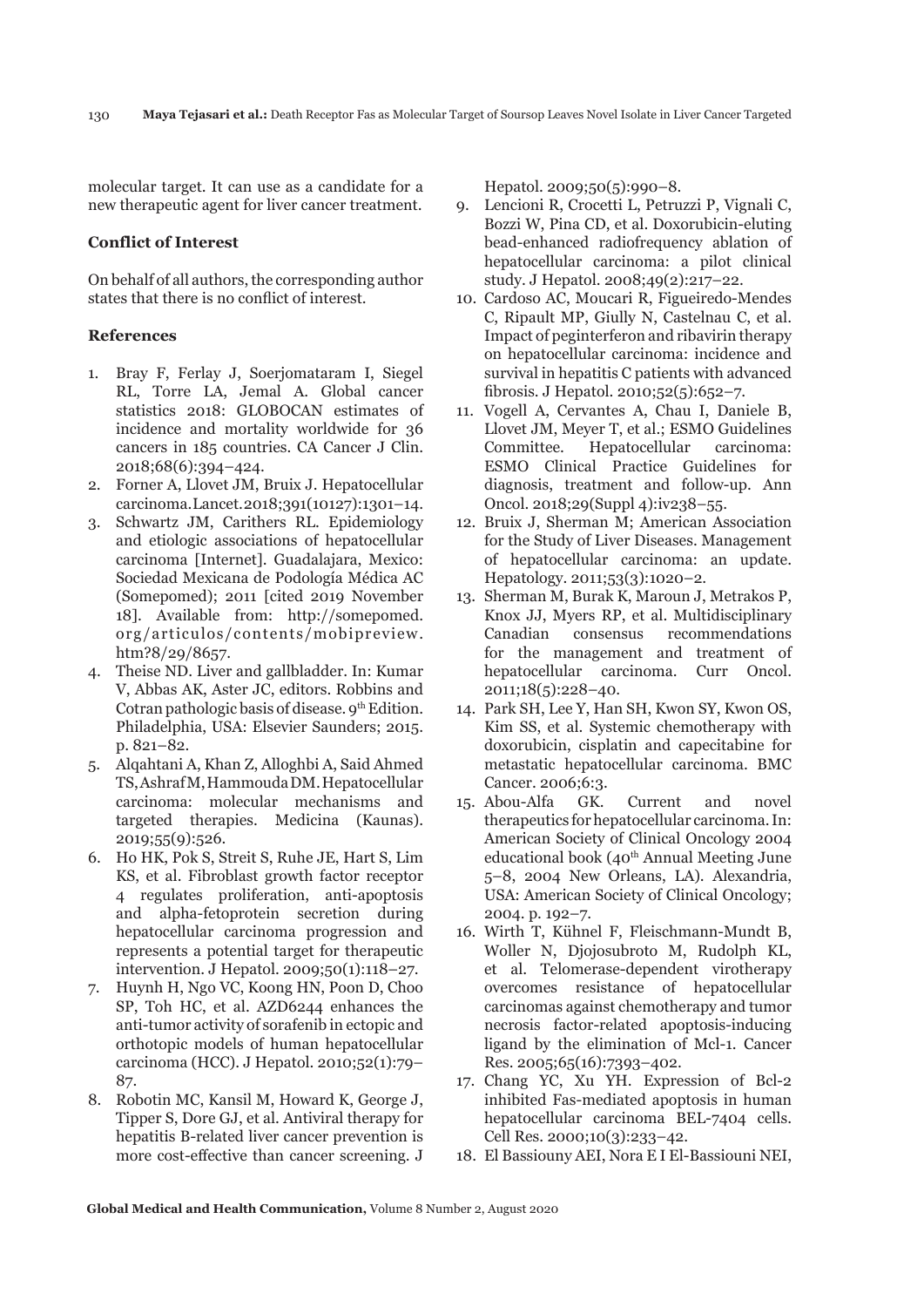molecular target. It can use as a candidate for a new therapeutic agent for liver cancer treatment.

### Conflict of Interest

On behalf of all authors, the corresponding author states that there is no conflict of interest.

### References

1. Bray F, Ferlay J, Soerjomataram I, Siegel RL, Torre LA, Jemal A. Global cancer statistics 2018: GLOBOCAN estimates of incidence and mortality worldwide for 36 cancers in 185 countries. CA Cancer J Clin. 2018;68(6):394–424.
2. Forner A, Llovet JM, Bruix J. Hepatocellular carcinoma. Lancet. 2018;391(10127):1301–14.
3. Schwartz JM, Carithers RL. Epidemiology and etiologic associations of hepatocellular carcinoma [Internet]. Guadalajara, Mexico: Sociedad Mexicana de Podología Médica AC (Somepomed); 2011 [cited 2019 November 18]. Available from: http://somepomed.org/articulos/contents/mobipreview.htm?8/29/8657.
4. Theise ND. Liver and gallbladder. In: Kumar V, Abbas AK, Aster JC, editors. Robbins and Cotran pathologic basis of disease. 9th Edition. Philadelphia, USA: Elsevier Saunders; 2015. p. 821–82.
5. Alqahtani A, Khan Z, Alloghbi A, Said Ahmed TS, Ashraf M, Hammouda DM. Hepatocellular carcinoma: molecular mechanisms and targeted therapies. Medicina (Kaunas). 2019;55(9):526.
6. Ho HK, Pok S, Streit S, Ruhe JE, Hart S, Lim KS, et al. Fibroblast growth factor receptor 4 regulates proliferation, anti-apoptosis and alpha-fetoprotein secretion during hepatocellular carcinoma progression and represents a potential target for therapeutic intervention. J Hepatol. 2009;50(1):118–27.
7. Huynh H, Ngo VC, Koong HN, Poon D, Choo SP, Toh HC, et al. AZD6244 enhances the anti-tumor activity of sorafenib in ectopic and orthotopic models of human hepatocellular carcinoma (HCC). J Hepatol. 2010;52(1):79–87.
8. Robotin MC, Kansil M, Howard K, George J, Tipper S, Dore GJ, et al. Antiviral therapy for hepatitis B-related liver cancer prevention is more cost-effective than cancer screening. J Hepatol. 2009;50(5):990–8.
9. Lencioni R, Crocetti L, Petruzzi P, Vignali C, Bozzi W, Pina CD, et al. Doxorubicin-eluting bead-enhanced radiofrequency ablation of hepatocellular carcinoma: a pilot clinical study. J Hepatol. 2008;49(2):217–22.
10. Cardoso AC, Moucari R, Figueiredo-Mendes C, Ripault MP, Giully N, Castelnau C, et al. Impact of peginterferon and ribavirin therapy on hepatocellular carcinoma: incidence and survival in hepatitis C patients with advanced fibrosis. J Hepatol. 2010;52(5):652–7.
11. Vogell A, Cervantes A, Chau I, Daniele B, Llovet JM, Meyer T, et al.; ESMO Guidelines Committee. Hepatocellular carcinoma: ESMO Clinical Practice Guidelines for diagnosis, treatment and follow-up. Ann Oncol. 2018;29(Suppl 4):iv238–55.
12. Bruix J, Sherman M; American Association for the Study of Liver Diseases. Management of hepatocellular carcinoma: an update. Hepatology. 2011;53(3):1020–2.
13. Sherman M, Burak K, Maroun J, Metrakos P, Knox JJ, Myers RP, et al. Multidisciplinary Canadian consensus recommendations for the management and treatment of hepatocellular carcinoma. Curr Oncol. 2011;18(5):228–40.
14. Park SH, Lee Y, Han SH, Kwon SY, Kwon OS, Kim SS, et al. Systemic chemotherapy with doxorubicin, cisplatin and capecitabine for metastatic hepatocellular carcinoma. BMC Cancer. 2006;6:3.
15. Abou-Alfa GK. Current and novel therapeutics for hepatocellular carcinoma. In: American Society of Clinical Oncology 2004 educational book (40th Annual Meeting June 5–8, 2004 New Orleans, LA). Alexandria, USA: American Society of Clinical Oncology; 2004. p. 192–7.
16. Wirth T, Kühnel F, Fleischmann-Mundt B, Woller N, Djojosubroto M, Rudolph KL, et al. Telomerase-dependent virotherapy overcomes resistance of hepatocellular carcinomas against chemotherapy and tumor necrosis factor-related apoptosis-inducing ligand by the elimination of Mcl-1. Cancer Res. 2005;65(16):7393–402.
17. Chang YC, Xu YH. Expression of Bcl-2 inhibited Fas-mediated apoptosis in human hepatocellular carcinoma BEL-7404 cells. Cell Res. 2000;10(3):233–42.
18. El Bassiouny AEI, Nora E I El-Bassiouni NEI,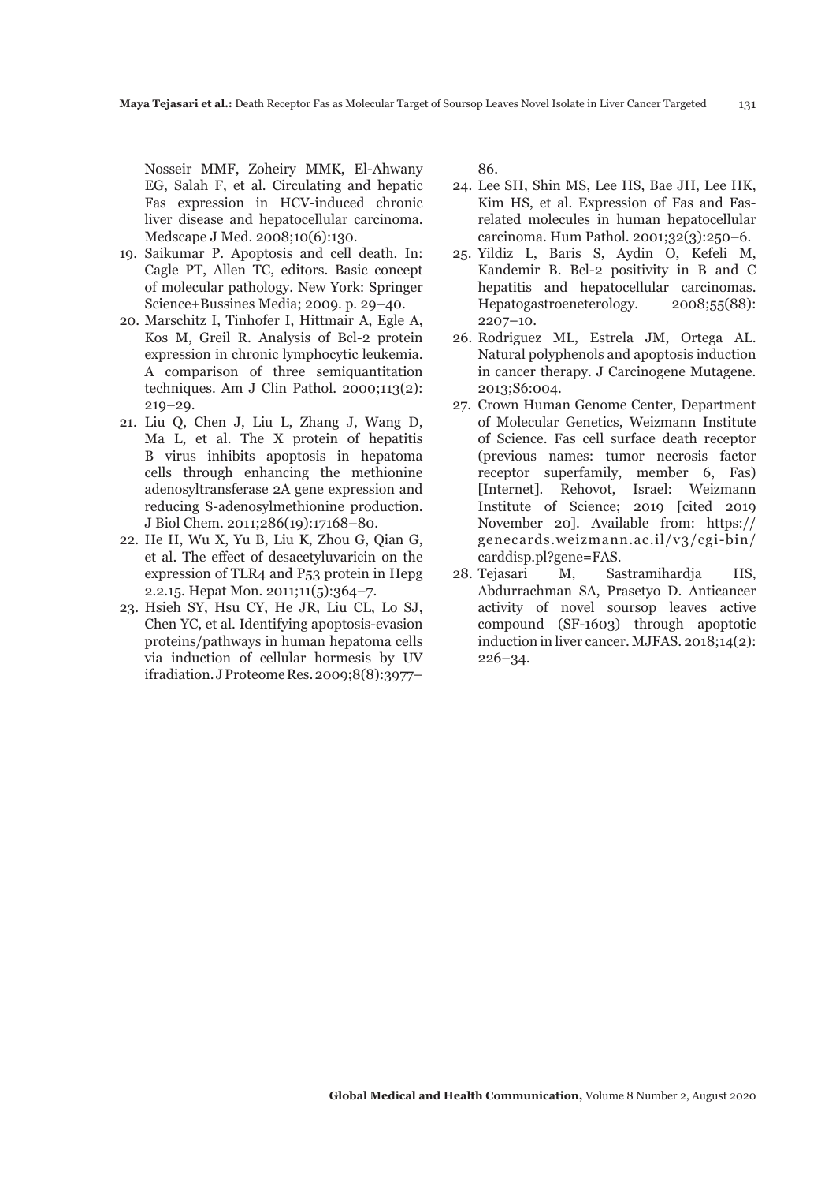Nosseir MMF, Zoheiry MMK, El-Ahwany EG, Salah F, et al. Circulating and hepatic Fas expression in HCV-induced chronic liver disease and hepatocellular carcinoma. Medscape J Med. 2008;10(6):130.

19. Saikumar P. Apoptosis and cell death. In: Cagle PT, Allen TC, editors. Basic concept of molecular pathology. New York: Springer Science+Bussines Media; 2009. p. 29–40.
20. Marschitz I, Tinhofer I, Hittmair A, Egle A, Kos M, Greil R. Analysis of Bcl-2 protein expression in chronic lymphocytic leukemia. A comparison of three semiquantitation techniques. Am J Clin Pathol. 2000;113(2): 219–29.
21. Liu Q, Chen J, Liu L, Zhang J, Wang D, Ma L, et al. The X protein of hepatitis B virus inhibits apoptosis in hepatoma cells through enhancing the methionine adenosyltransferase 2A gene expression and reducing S-adenosylmethionine production. J Biol Chem. 2011;286(19):17168–80.
22. He H, Wu X, Yu B, Liu K, Zhou G, Qian G, et al. The effect of desacetyluvaricin on the expression of TLR4 and P53 protein in Hepg 2.2.15. Hepat Mon. 2011;11(5):364–7.
23. Hsieh SY, Hsu CY, He JR, Liu CL, Lo SJ, Chen YC, et al. Identifying apoptosis-evasion proteins/pathways in human hepatoma cells via induction of cellular hormesis by UV ifradiation. J Proteome Res. 2009;8(8):3977–86.
24. Lee SH, Shin MS, Lee HS, Bae JH, Lee HK, Kim HS, et al. Expression of Fas and Fas-related molecules in human hepatocellular carcinoma. Hum Pathol. 2001;32(3):250–6.
25. Yildiz L, Baris S, Aydin O, Kefeli M, Kandemir B. Bcl-2 positivity in B and C hepatitis and hepatocellular carcinomas. Hepatogastroeneterology. 2008;55(88): 2207–10.
26. Rodriguez ML, Estrela JM, Ortega AL. Natural polyphenols and apoptosis induction in cancer therapy. J Carcinogene Mutagene. 2013;S6:004.
27. Crown Human Genome Center, Department of Molecular Genetics, Weizmann Institute of Science. Fas cell surface death receptor (previous names: tumor necrosis factor receptor superfamily, member 6, Fas) [Internet]. Rehovot, Israel: Weizmann Institute of Science; 2019 [cited 2019 November 20]. Available from: https://genecards.weizmann.ac.il/v3/cgi-bin/carddisp.pl?gene=FAS.
28. Tejasari M, Sastramihardja HS, Abdurrachman SA, Prasetyo D. Anticancer activity of novel soursop leaves active compound (SF-1603) through apoptotic induction in liver cancer. MJFAS. 2018;14(2): 226–34.